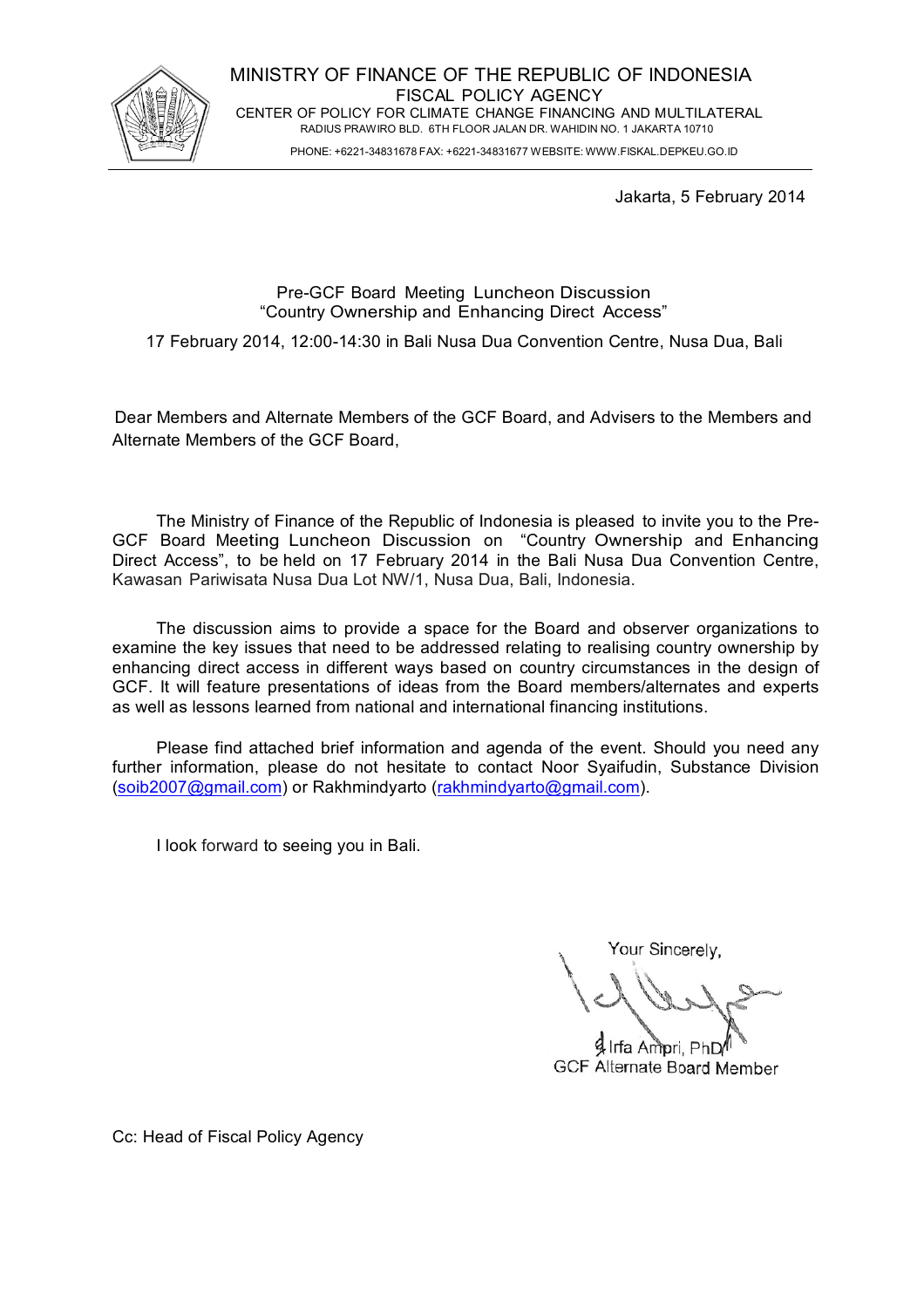MINISTRY OF FINANCE OF THE REPUBLIC OF INDONESIA
FISCAL POLICY AGENCY
CENTER OF POLICY FOR CLIMATE CHANGE FINANCING AND MULTILATERAL
RADIUS PRAWIRO BLD. 6TH FLOOR JALAN DR. WAHIDIN NO. 1 JAKARTA 10710
PHONE: +6221-34831678 FAX: +6221-34831677 WEBSITE: WWW.FISKAL.DEPKEU.GO.ID

Jakarta, 5 February 2014

Pre-GCF Board Meeting Luncheon Discussion
"Country Ownership and Enhancing Direct Access"

17 February 2014, 12:00-14:30 in Bali Nusa Dua Convention Centre, Nusa Dua, Bali

Dear Members and Alternate Members of the GCF Board, and Advisers to the Members and Alternate Members of the GCF Board,

The Ministry of Finance of the Republic of Indonesia is pleased to invite you to the Pre-GCF Board Meeting Luncheon Discussion on "Country Ownership and Enhancing Direct Access", to be held on 17 February 2014 in the Bali Nusa Dua Convention Centre, Kawasan Pariwisata Nusa Dua Lot NW/1, Nusa Dua, Bali, Indonesia.

The discussion aims to provide a space for the Board and observer organizations to examine the key issues that need to be addressed relating to realising country ownership by enhancing direct access in different ways based on country circumstances in the design of GCF. It will feature presentations of ideas from the Board members/alternates and experts as well as lessons learned from national and international financing institutions.

Please find attached brief information and agenda of the event. Should you need any further information, please do not hesitate to contact Noor Syaifudin, Substance Division (soib2007@gmail.com) or Rakhmindyarto (rakhmindyarto@gmail.com).

I look forward to seeing you in Bali.

Your Sincerely,

Irfa Ampri, PhD
GCF Alternate Board Member

Cc: Head of Fiscal Policy Agency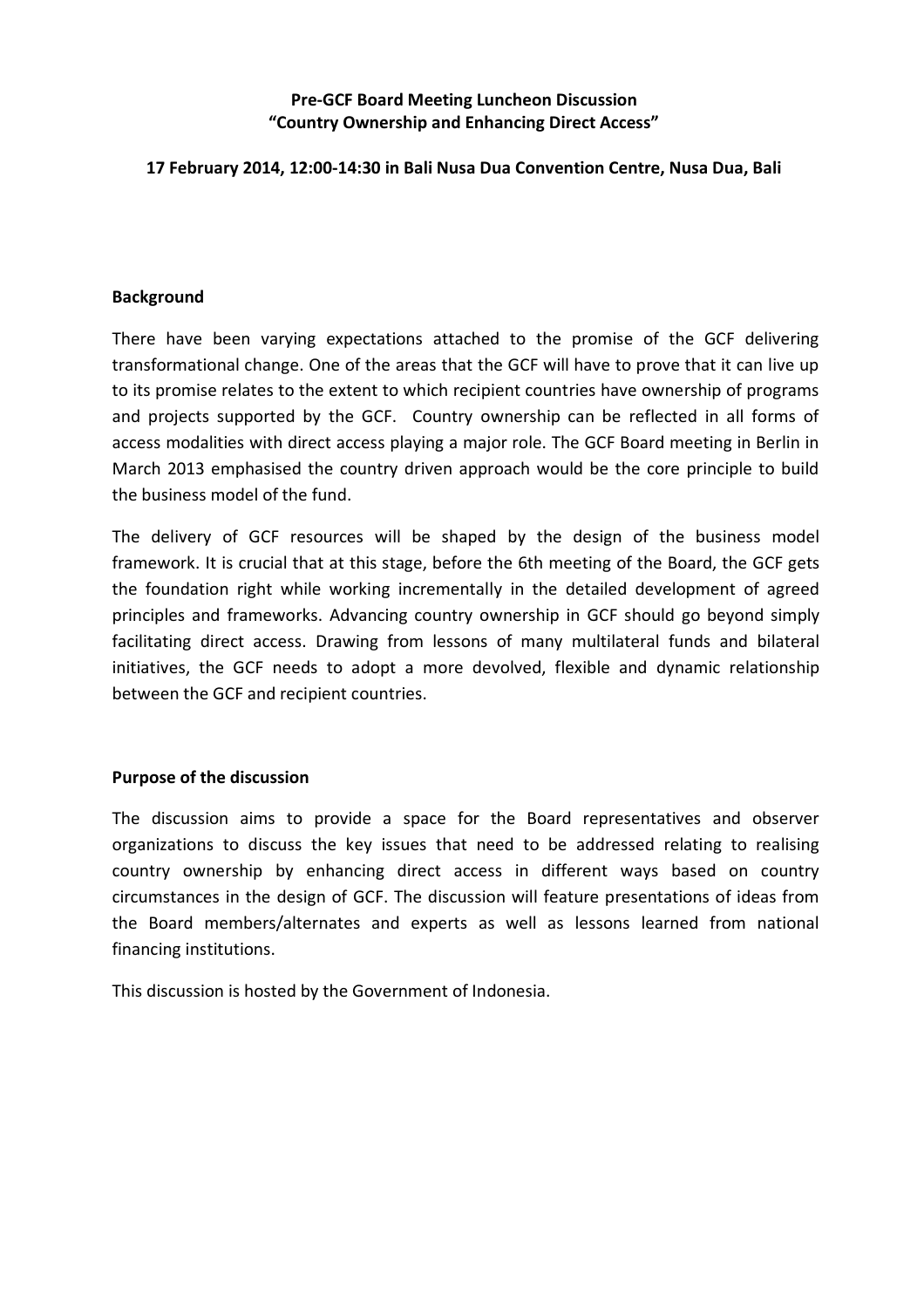**Pre-GCF Board Meeting Luncheon Discussion**
**"Country Ownership and Enhancing Direct Access"**

**17 February 2014, 12:00-14:30 in Bali Nusa Dua Convention Centre, Nusa Dua, Bali**

## Background

There have been varying expectations attached to the promise of the GCF delivering transformational change. One of the areas that the GCF will have to prove that it can live up to its promise relates to the extent to which recipient countries have ownership of programs and projects supported by the GCF. Country ownership can be reflected in all forms of access modalities with direct access playing a major role. The GCF Board meeting in Berlin in March 2013 emphasised the country driven approach would be the core principle to build the business model of the fund.

The delivery of GCF resources will be shaped by the design of the business model framework. It is crucial that at this stage, before the 6th meeting of the Board, the GCF gets the foundation right while working incrementally in the detailed development of agreed principles and frameworks. Advancing country ownership in GCF should go beyond simply facilitating direct access. Drawing from lessons of many multilateral funds and bilateral initiatives, the GCF needs to adopt a more devolved, flexible and dynamic relationship between the GCF and recipient countries.

## Purpose of the discussion

The discussion aims to provide a space for the Board representatives and observer organizations to discuss the key issues that need to be addressed relating to realising country ownership by enhancing direct access in different ways based on country circumstances in the design of GCF. The discussion will feature presentations of ideas from the Board members/alternates and experts as well as lessons learned from national financing institutions.

This discussion is hosted by the Government of Indonesia.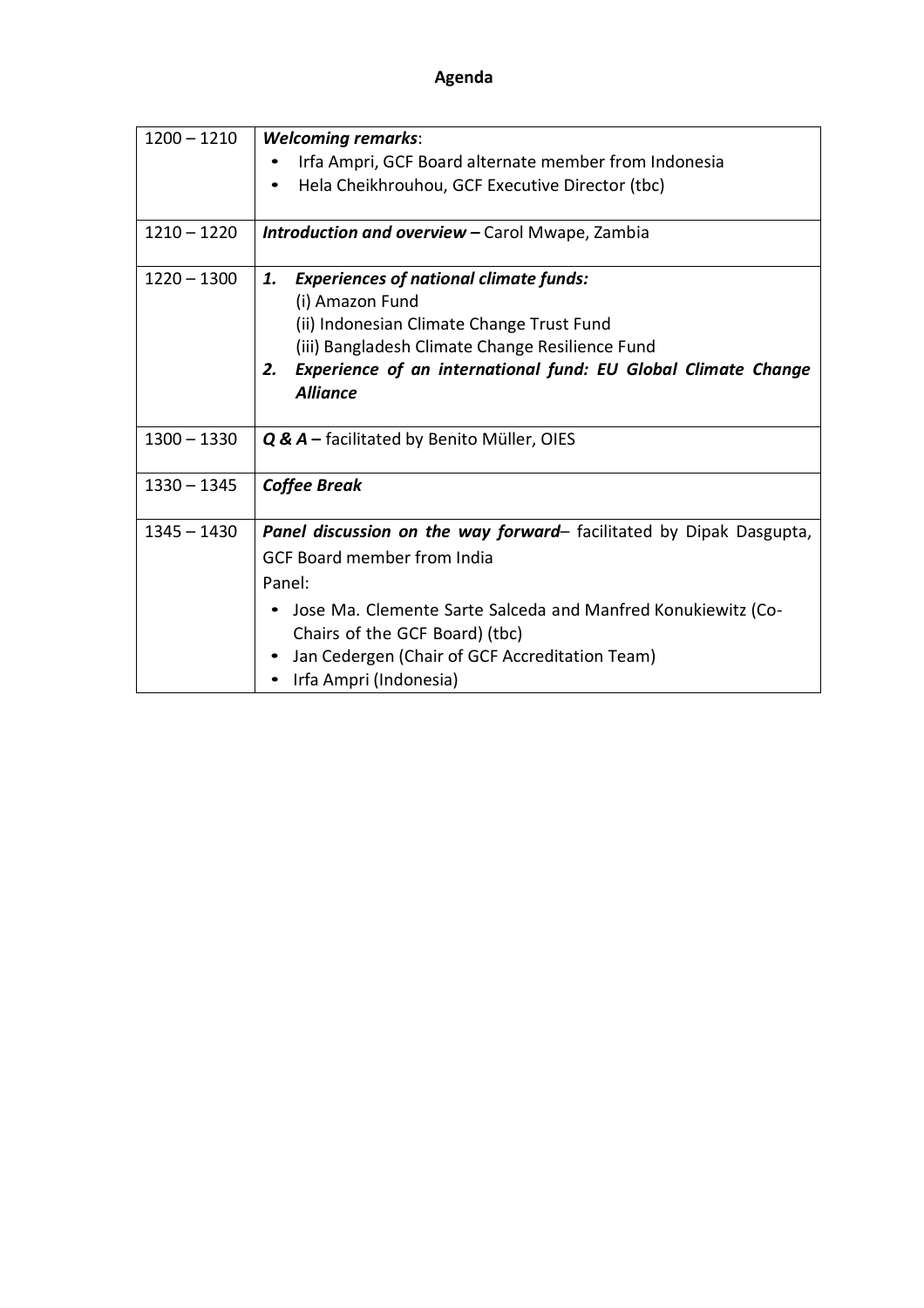# Agenda

| | |
|---|---|
| 1200 – 1210 | ***Welcoming remarks***: <br>• Irfa Ampri, GCF Board alternate member from Indonesia <br>• Hela Cheikhrouhou, GCF Executive Director (tbc) |
| 1210 – 1220 | ***Introduction and overview –*** Carol Mwape, Zambia |
| 1220 – 1300 | ***1. Experiences of national climate funds:*** <br>(i) Amazon Fund <br>(ii) Indonesian Climate Change Trust Fund <br>(iii) Bangladesh Climate Change Resilience Fund <br>***2. Experience of an international fund: EU Global Climate Change Alliance*** |
| 1300 – 1330 | ***Q & A –*** facilitated by Benito Müller, OIES |
| 1330 – 1345 | ***Coffee Break*** |
| 1345 – 1430 | ***Panel discussion on the way forward*** – facilitated by Dipak Dasgupta, GCF Board member from India <br>Panel: <br>• Jose Ma. Clemente Sarte Salceda and Manfred Konukiewitz (Co-Chairs of the GCF Board) (tbc) <br>• Jan Cedergen (Chair of GCF Accreditation Team) <br>• Irfa Ampri (Indonesia) |